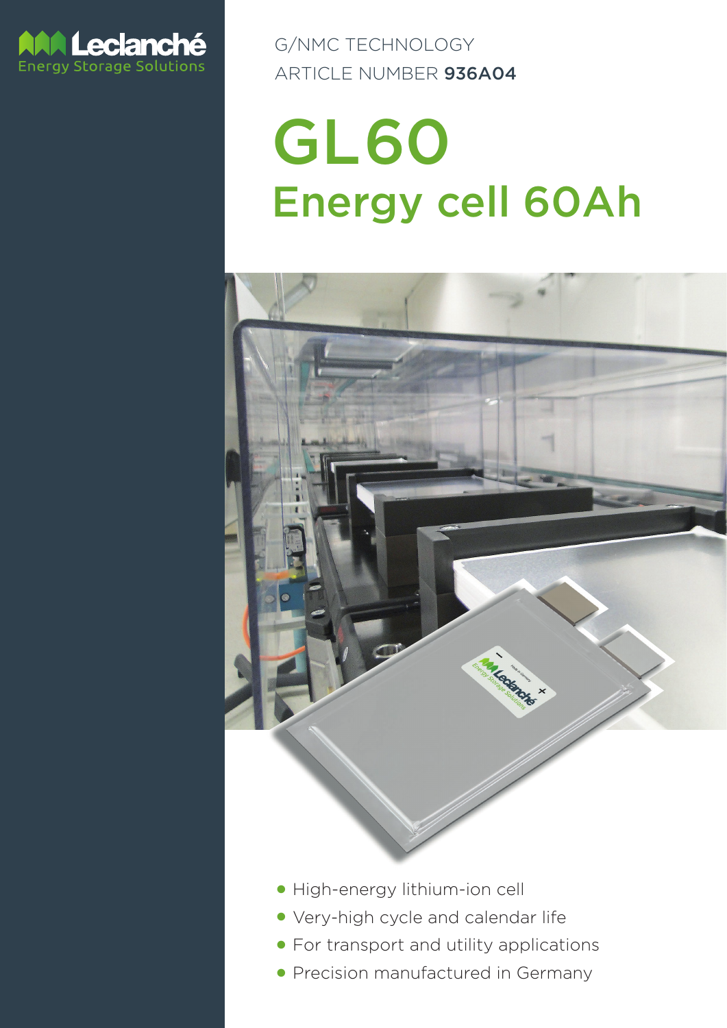Leclanché
Energy Storage Solutions

G/NMC TECHNOLOGY
ARTICLE NUMBER **936A04**

# GL60
## Energy cell 60Ah

- High-energy lithium-ion cell
- Very-high cycle and calendar life
- For transport and utility applications
- Precision manufactured in Germany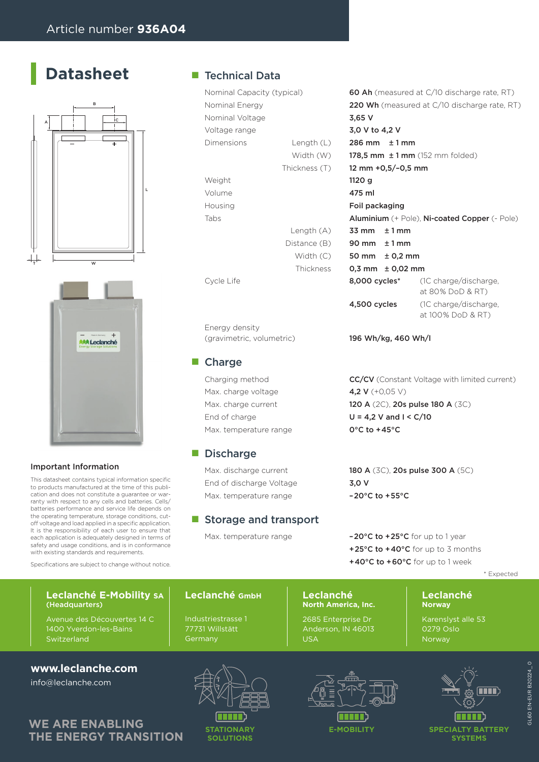Article number **936A04**

# Datasheet

## Technical Data

| | | |
|---|---|---|
| Nominal Capacity (typical) | | **60 Ah** (measured at C/10 discharge rate, RT) |
| Nominal Energy | | **220 Wh** (measured at C/10 discharge rate, RT) |
| Nominal Voltage | | **3,65 V** |
| Voltage range | | **3,0 V to 4,2 V** |
| Dimensions | Length (L) | **286 mm ± 1 mm** |
| | Width (W) | **178,5 mm ± 1 mm** (152 mm folded) |
| | Thickness (T) | **12 mm +0,5/-0,5 mm** |
| Weight | | **1120 g** |
| Volume | | **475 ml** |
| Housing | | **Foil packaging** |
| Tabs | | **Aluminium** (+ Pole), **Ni-coated Copper** (- Pole) |
| | Length (A) | **33 mm ± 1 mm** |
| | Distance (B) | **90 mm ± 1 mm** |
| | Width (C) | **50 mm ± 0,2 mm** |
| | Thickness | **0,3 mm ± 0,02 mm** |
| Cycle Life | | **8,000 cycles*** (1C charge/discharge, at 80% DoD & RT) |
| | | **4,500 cycles** (1C charge/discharge, at 100% DoD & RT) |
| Energy density (gravimetric, volumetric) | | **196 Wh/kg, 460 Wh/l** |

## Charge

| | |
|---|---|
| Charging method | **CC/CV** (Constant Voltage with limited current) |
| Max. charge voltage | **4,2 V** (+0,05 V) |
| Max. charge current | **120 A** (2C), **20s pulse 180 A** (3C) |
| End of charge | **U = 4,2 V and I < C/10** |
| Max. temperature range | **0°C to +45°C** |

## Discharge

| | |
|---|---|
| Max. discharge current | **180 A** (3C), **20s pulse 300 A** (5C) |
| End of discharge Voltage | **3,0 V** |
| Max. temperature range | **-20°C to +55°C** |

## Storage and transport

| | |
|---|---|
| Max. temperature range | **-20°C to +25°C** for up to 1 year |
| | **+25°C to +40°C** for up to 3 months |
| | **+40°C to +60°C** for up to 1 week |

\* Expected

### Important Information

This datasheet contains typical information specific to products manufactured at the time of this publication and does not constitute a guarantee or warranty with respect to any cells and batteries. Cells/batteries performance and service life depends on the operating temperature, storage conditions, cut-off voltage and load applied in a specific application. It is the responsibility of each user to ensure that each application is adequately designed in terms of safety and usage conditions, and is in conformance with existing standards and requirements.

Specifications are subject to change without notice.

**Leclanché E-Mobility SA (Headquarters)**
Avenue des Découvertes 14 C
1400 Yverdon-les-Bains
Switzerland

**Leclanché GmbH**
Industriestrasse 1
77731 Willstätt
Germany

**Leclanché North America, Inc.**
2685 Enterprise Dr
Anderson, IN 46013
USA

**Leclanché Norway**
Karenslyst alle 53
0279 Oslo
Norway

**www.leclanche.com**
info@leclanche.com

**WE ARE ENABLING THE ENERGY TRANSITION**

STATIONARY SOLUTIONS · E-MOBILITY · SPECIALTY BATTERY SYSTEMS

GL60 EN-EUR B20224_0